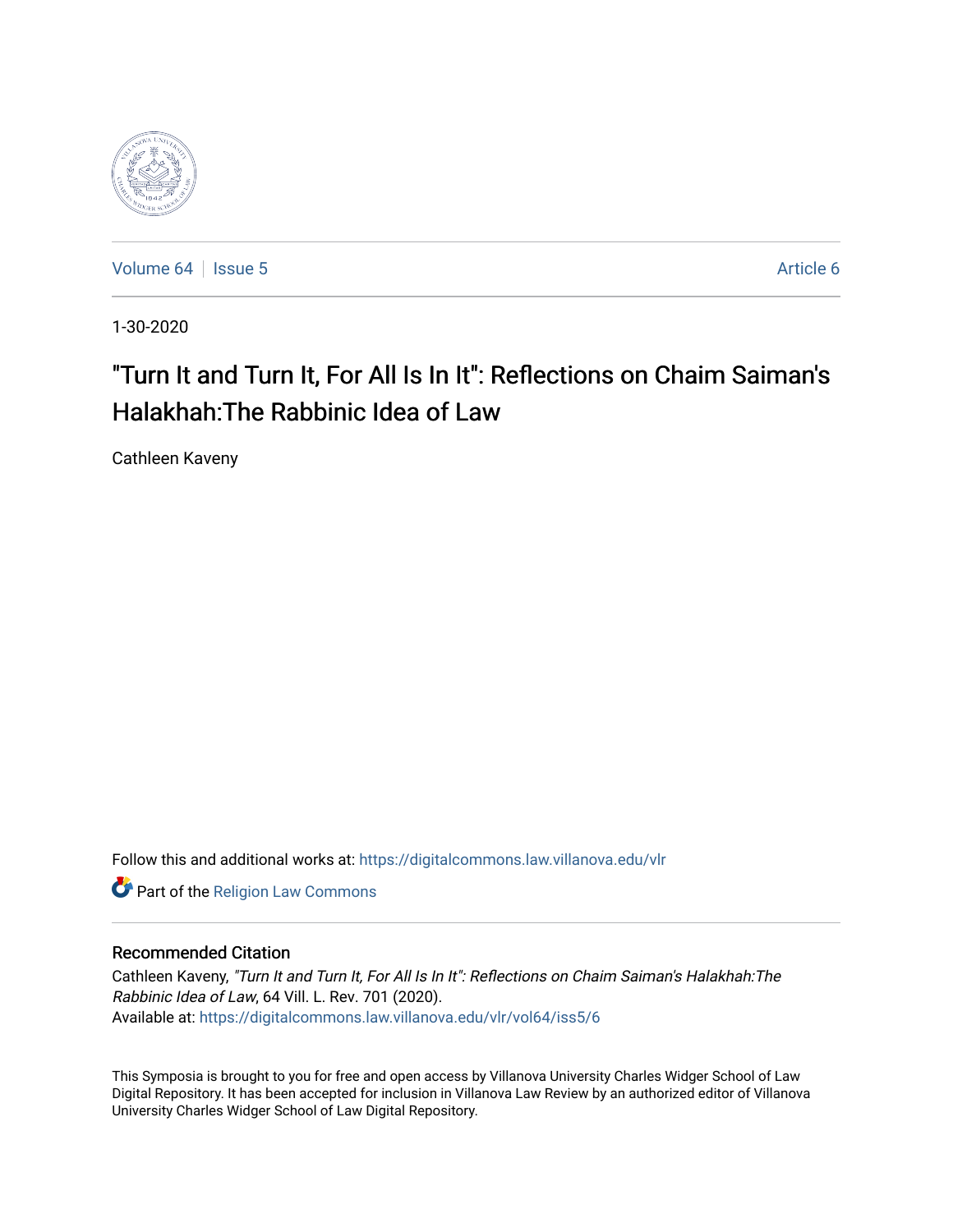Volume 64 | Issue 5 Article 6

1-30-2020

# "Turn It and Turn It, For All Is In It": Reflections on Chaim Saiman's Halakhah:The Rabbinic Idea of Law

Cathleen Kaveny

Follow this and additional works at: https://digitalcommons.law.villanova.edu/vlr

Part of the Religion Law Commons

## Recommended Citation

Cathleen Kaveny, *"Turn It and Turn It, For All Is In It": Reflections on Chaim Saiman's Halakhah:The Rabbinic Idea of Law*, 64 Vill. L. Rev. 701 (2020).
Available at: https://digitalcommons.law.villanova.edu/vlr/vol64/iss5/6

This Symposia is brought to you for free and open access by Villanova University Charles Widger School of Law Digital Repository. It has been accepted for inclusion in Villanova Law Review by an authorized editor of Villanova University Charles Widger School of Law Digital Repository.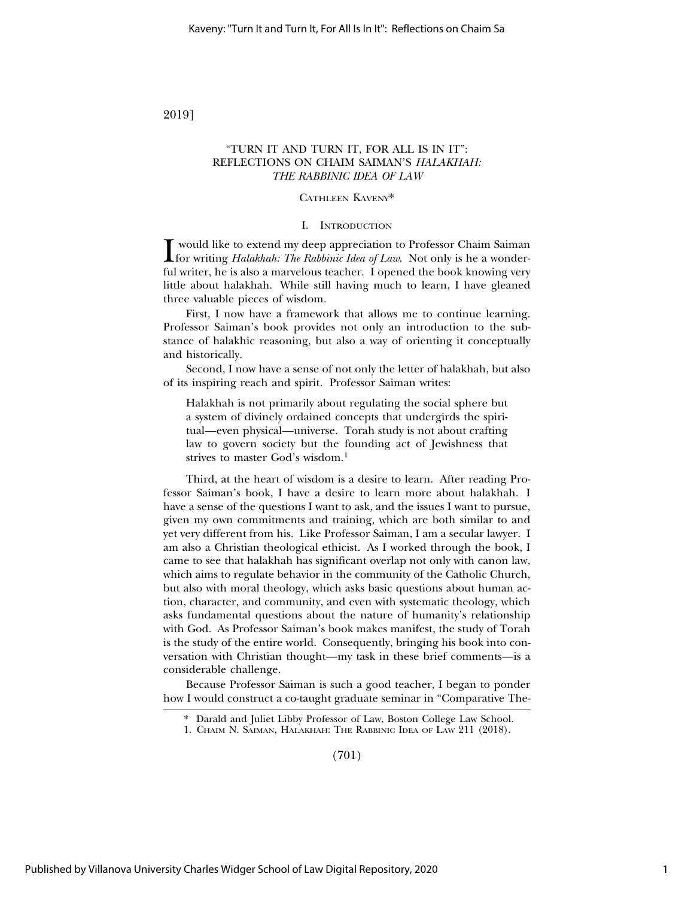# "TURN IT AND TURN IT, FOR ALL IS IN IT": REFLECTIONS ON CHAIM SAIMAN'S *HALAKHAH: THE RABBINIC IDEA OF LAW*

CATHLEEN KAVENY*

## I. INTRODUCTION

I would like to extend my deep appreciation to Professor Chaim Saiman for writing *Halakhah: The Rabbinic Idea of Law*. Not only is he a wonderful writer, he is also a marvelous teacher. I opened the book knowing very little about halakhah. While still having much to learn, I have gleaned three valuable pieces of wisdom.

First, I now have a framework that allows me to continue learning. Professor Saiman's book provides not only an introduction to the substance of halakhic reasoning, but also a way of orienting it conceptually and historically.

Second, I now have a sense of not only the letter of halakhah, but also of its inspiring reach and spirit. Professor Saiman writes:

> Halakhah is not primarily about regulating the social sphere but a system of divinely ordained concepts that undergirds the spiritual—even physical—universe. Torah study is not about crafting law to govern society but the founding act of Jewishness that strives to master God's wisdom.[1]

Third, at the heart of wisdom is a desire to learn. After reading Professor Saiman's book, I have a desire to learn more about halakhah. I have a sense of the questions I want to ask, and the issues I want to pursue, given my own commitments and training, which are both similar to and yet very different from his. Like Professor Saiman, I am a secular lawyer. I am also a Christian theological ethicist. As I worked through the book, I came to see that halakhah has significant overlap not only with canon law, which aims to regulate behavior in the community of the Catholic Church, but also with moral theology, which asks basic questions about human action, character, and community, and even with systematic theology, which asks fundamental questions about the nature of humanity's relationship with God. As Professor Saiman's book makes manifest, the study of Torah is the study of the entire world. Consequently, bringing his book into conversation with Christian thought—my task in these brief comments—is a considerable challenge.

Because Professor Saiman is such a good teacher, I began to ponder how I would construct a co-taught graduate seminar in "Comparative The-

---

\* Darald and Juliet Libby Professor of Law, Boston College Law School.

1. CHAIM N. SAIMAN, HALAKHAH: THE RABBINIC IDEA OF LAW 211 (2018).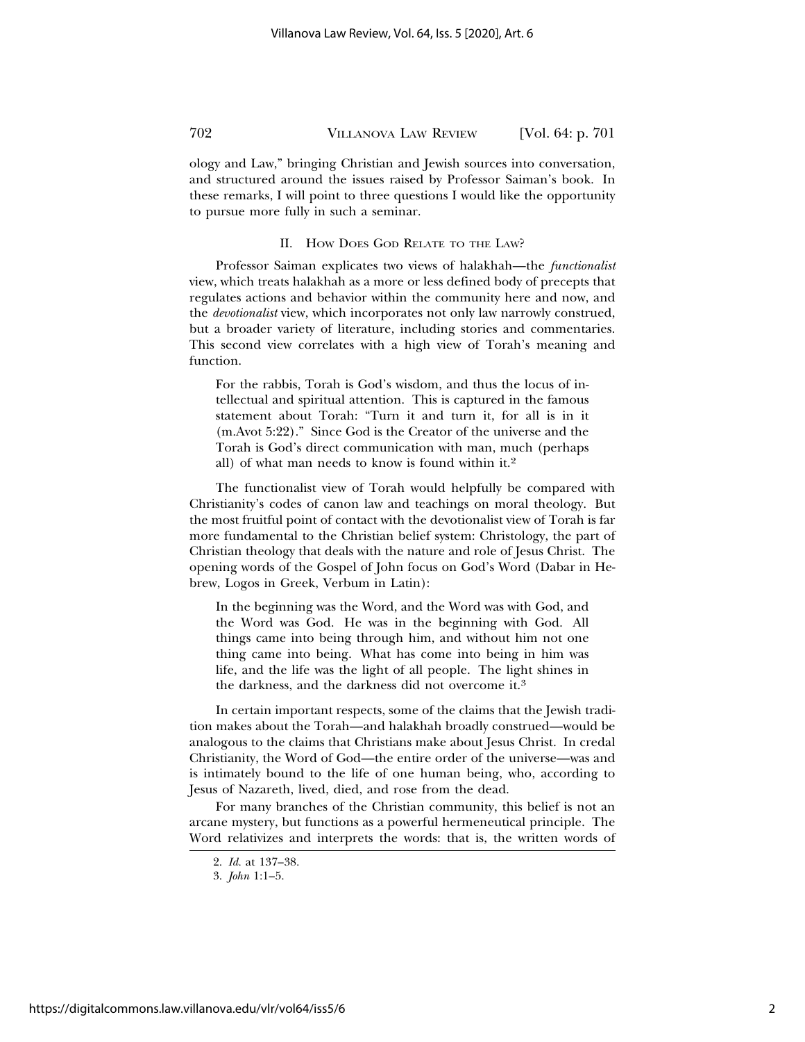ology and Law," bringing Christian and Jewish sources into conversation, and structured around the issues raised by Professor Saiman's book. In these remarks, I will point to three questions I would like the opportunity to pursue more fully in such a seminar.

## II. How Does God Relate to the Law?

Professor Saiman explicates two views of halakhah—the *functionalist* view, which treats halakhah as a more or less defined body of precepts that regulates actions and behavior within the community here and now, and the *devotionalist* view, which incorporates not only law narrowly construed, but a broader variety of literature, including stories and commentaries. This second view correlates with a high view of Torah's meaning and function.

> For the rabbis, Torah is God's wisdom, and thus the locus of intellectual and spiritual attention. This is captured in the famous statement about Torah: "Turn it and turn it, for all is in it (m.Avot 5:22)." Since God is the Creator of the universe and the Torah is God's direct communication with man, much (perhaps all) of what man needs to know is found within it.[2]

The functionalist view of Torah would helpfully be compared with Christianity's codes of canon law and teachings on moral theology. But the most fruitful point of contact with the devotionalist view of Torah is far more fundamental to the Christian belief system: Christology, the part of Christian theology that deals with the nature and role of Jesus Christ. The opening words of the Gospel of John focus on God's Word (Dabar in Hebrew, Logos in Greek, Verbum in Latin):

> In the beginning was the Word, and the Word was with God, and the Word was God. He was in the beginning with God. All things came into being through him, and without him not one thing came into being. What has come into being in him was life, and the life was the light of all people. The light shines in the darkness, and the darkness did not overcome it.[3]

In certain important respects, some of the claims that the Jewish tradition makes about the Torah—and halakhah broadly construed—would be analogous to the claims that Christians make about Jesus Christ. In credal Christianity, the Word of God—the entire order of the universe—was and is intimately bound to the life of one human being, who, according to Jesus of Nazareth, lived, died, and rose from the dead.

For many branches of the Christian community, this belief is not an arcane mystery, but functions as a powerful hermeneutical principle. The Word relativizes and interprets the words: that is, the written words of

2. *Id.* at 137–38.

3. *John* 1:1–5.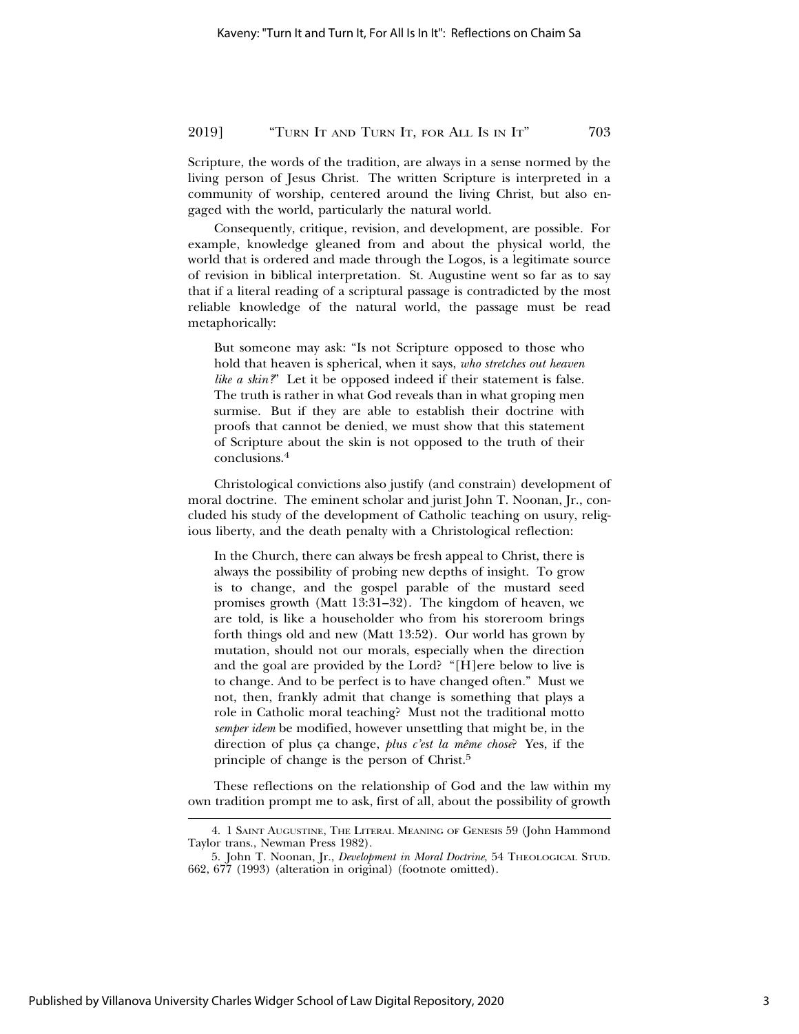Scripture, the words of the tradition, are always in a sense normed by the living person of Jesus Christ. The written Scripture is interpreted in a community of worship, centered around the living Christ, but also engaged with the world, particularly the natural world.

Consequently, critique, revision, and development, are possible. For example, knowledge gleaned from and about the physical world, the world that is ordered and made through the Logos, is a legitimate source of revision in biblical interpretation. St. Augustine went so far as to say that if a literal reading of a scriptural passage is contradicted by the most reliable knowledge of the natural world, the passage must be read metaphorically:

> But someone may ask: "Is not Scripture opposed to those who hold that heaven is spherical, when it says, *who stretches out heaven like a skin?*" Let it be opposed indeed if their statement is false. The truth is rather in what God reveals than in what groping men surmise. But if they are able to establish their doctrine with proofs that cannot be denied, we must show that this statement of Scripture about the skin is not opposed to the truth of their conclusions.[4]

Christological convictions also justify (and constrain) development of moral doctrine. The eminent scholar and jurist John T. Noonan, Jr., concluded his study of the development of Catholic teaching on usury, religious liberty, and the death penalty with a Christological reflection:

> In the Church, there can always be fresh appeal to Christ, there is always the possibility of probing new depths of insight. To grow is to change, and the gospel parable of the mustard seed promises growth (Matt 13:31–32). The kingdom of heaven, we are told, is like a householder who from his storeroom brings forth things old and new (Matt 13:52). Our world has grown by mutation, should not our morals, especially when the direction and the goal are provided by the Lord? "[H]ere below to live is to change. And to be perfect is to have changed often." Must we not, then, frankly admit that change is something that plays a role in Catholic moral teaching? Must not the traditional motto *semper idem* be modified, however unsettling that might be, in the direction of plus ça change, *plus c'est la même chose*? Yes, if the principle of change is the person of Christ.[5]

These reflections on the relationship of God and the law within my own tradition prompt me to ask, first of all, about the possibility of growth

---

4. 1 Saint Augustine, The Literal Meaning of Genesis 59 (John Hammond Taylor trans., Newman Press 1982).

5. John T. Noonan, Jr., *Development in Moral Doctrine*, 54 Theological Stud. 662, 677 (1993) (alteration in original) (footnote omitted).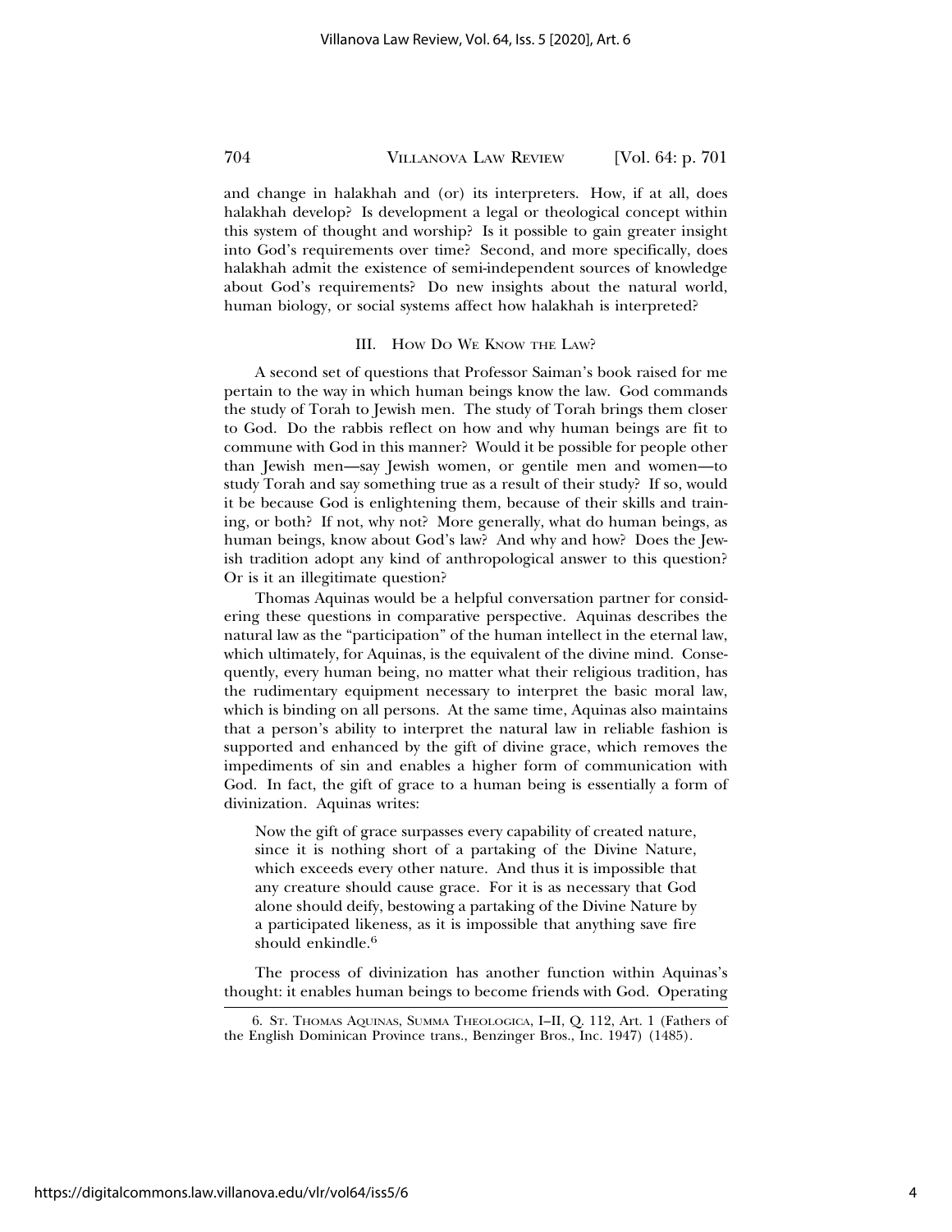and change in halakhah and (or) its interpreters. How, if at all, does halakhah develop? Is development a legal or theological concept within this system of thought and worship? Is it possible to gain greater insight into God's requirements over time? Second, and more specifically, does halakhah admit the existence of semi-independent sources of knowledge about God's requirements? Do new insights about the natural world, human biology, or social systems affect how halakhah is interpreted?

## III. How Do We Know the Law?

A second set of questions that Professor Saiman's book raised for me pertain to the way in which human beings know the law. God commands the study of Torah to Jewish men. The study of Torah brings them closer to God. Do the rabbis reflect on how and why human beings are fit to commune with God in this manner? Would it be possible for people other than Jewish men—say Jewish women, or gentile men and women—to study Torah and say something true as a result of their study? If so, would it be because God is enlightening them, because of their skills and training, or both? If not, why not? More generally, what do human beings, as human beings, know about God's law? And why and how? Does the Jewish tradition adopt any kind of anthropological answer to this question? Or is it an illegitimate question?

Thomas Aquinas would be a helpful conversation partner for considering these questions in comparative perspective. Aquinas describes the natural law as the "participation" of the human intellect in the eternal law, which ultimately, for Aquinas, is the equivalent of the divine mind. Consequently, every human being, no matter what their religious tradition, has the rudimentary equipment necessary to interpret the basic moral law, which is binding on all persons. At the same time, Aquinas also maintains that a person's ability to interpret the natural law in reliable fashion is supported and enhanced by the gift of divine grace, which removes the impediments of sin and enables a higher form of communication with God. In fact, the gift of grace to a human being is essentially a form of divinization. Aquinas writes:

> Now the gift of grace surpasses every capability of created nature, since it is nothing short of a partaking of the Divine Nature, which exceeds every other nature. And thus it is impossible that any creature should cause grace. For it is as necessary that God alone should deify, bestowing a partaking of the Divine Nature by a participated likeness, as it is impossible that anything save fire should enkindle.[6]

The process of divinization has another function within Aquinas's thought: it enables human beings to become friends with God. Operating

---

6. St. Thomas Aquinas, Summa Theologica, I–II, Q. 112, Art. 1 (Fathers of the English Dominican Province trans., Benzinger Bros., Inc. 1947) (1485).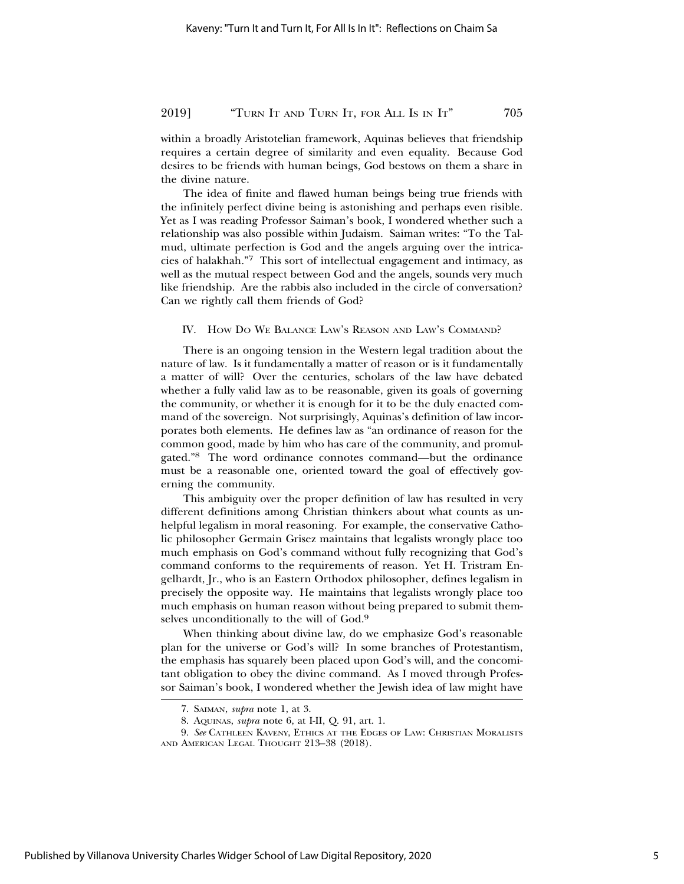within a broadly Aristotelian framework, Aquinas believes that friendship requires a certain degree of similarity and even equality. Because God desires to be friends with human beings, God bestows on them a share in the divine nature.

The idea of finite and flawed human beings being true friends with the infinitely perfect divine being is astonishing and perhaps even risible. Yet as I was reading Professor Saiman's book, I wondered whether such a relationship was also possible within Judaism. Saiman writes: "To the Talmud, ultimate perfection is God and the angels arguing over the intricacies of halakhah."[7] This sort of intellectual engagement and intimacy, as well as the mutual respect between God and the angels, sounds very much like friendship. Are the rabbis also included in the circle of conversation? Can we rightly call them friends of God?

## IV. How Do We Balance Law's Reason and Law's Command?

There is an ongoing tension in the Western legal tradition about the nature of law. Is it fundamentally a matter of reason or is it fundamentally a matter of will? Over the centuries, scholars of the law have debated whether a fully valid law as to be reasonable, given its goals of governing the community, or whether it is enough for it to be the duly enacted command of the sovereign. Not surprisingly, Aquinas's definition of law incorporates both elements. He defines law as "an ordinance of reason for the common good, made by him who has care of the community, and promulgated."[8] The word ordinance connotes command—but the ordinance must be a reasonable one, oriented toward the goal of effectively governing the community.

This ambiguity over the proper definition of law has resulted in very different definitions among Christian thinkers about what counts as unhelpful legalism in moral reasoning. For example, the conservative Catholic philosopher Germain Grisez maintains that legalists wrongly place too much emphasis on God's command without fully recognizing that God's command conforms to the requirements of reason. Yet H. Tristram Engelhardt, Jr., who is an Eastern Orthodox philosopher, defines legalism in precisely the opposite way. He maintains that legalists wrongly place too much emphasis on human reason without being prepared to submit themselves unconditionally to the will of God.[9]

When thinking about divine law, do we emphasize God's reasonable plan for the universe or God's will? In some branches of Protestantism, the emphasis has squarely been placed upon God's will, and the concomitant obligation to obey the divine command. As I moved through Professor Saiman's book, I wondered whether the Jewish idea of law might have

---

7. Saiman, *supra* note 1, at 3.

8. Aquinas, *supra* note 6, at I-II, Q. 91, art. 1.

9. *See* Cathleen Kaveny, Ethics at the Edges of Law: Christian Moralists and American Legal Thought 213–38 (2018).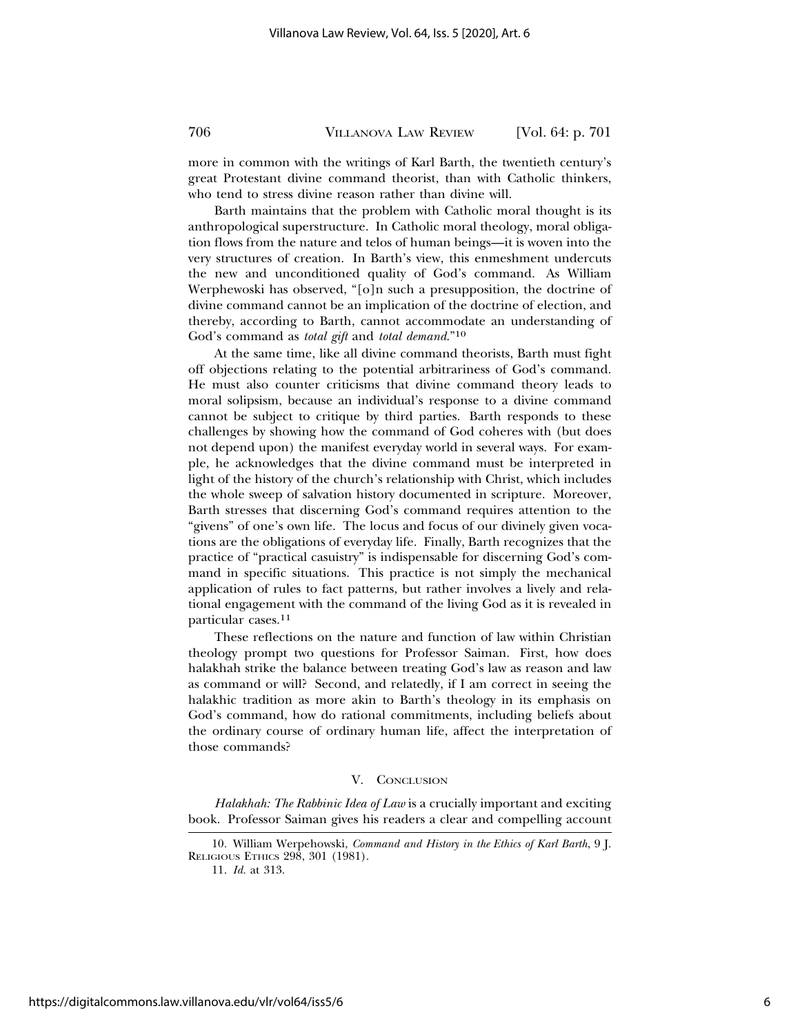more in common with the writings of Karl Barth, the twentieth century's great Protestant divine command theorist, than with Catholic thinkers, who tend to stress divine reason rather than divine will.

Barth maintains that the problem with Catholic moral thought is its anthropological superstructure. In Catholic moral theology, moral obligation flows from the nature and telos of human beings—it is woven into the very structures of creation. In Barth's view, this enmeshment undercuts the new and unconditioned quality of God's command. As William Werphewoski has observed, "[o]n such a presupposition, the doctrine of divine command cannot be an implication of the doctrine of election, and thereby, according to Barth, cannot accommodate an understanding of God's command as *total gift* and *total demand*."[10]

At the same time, like all divine command theorists, Barth must fight off objections relating to the potential arbitrariness of God's command. He must also counter criticisms that divine command theory leads to moral solipsism, because an individual's response to a divine command cannot be subject to critique by third parties. Barth responds to these challenges by showing how the command of God coheres with (but does not depend upon) the manifest everyday world in several ways. For example, he acknowledges that the divine command must be interpreted in light of the history of the church's relationship with Christ, which includes the whole sweep of salvation history documented in scripture. Moreover, Barth stresses that discerning God's command requires attention to the "givens" of one's own life. The locus and focus of our divinely given vocations are the obligations of everyday life. Finally, Barth recognizes that the practice of "practical casuistry" is indispensable for discerning God's command in specific situations. This practice is not simply the mechanical application of rules to fact patterns, but rather involves a lively and relational engagement with the command of the living God as it is revealed in particular cases.[11]

These reflections on the nature and function of law within Christian theology prompt two questions for Professor Saiman. First, how does halakhah strike the balance between treating God's law as reason and law as command or will? Second, and relatedly, if I am correct in seeing the halakhic tradition as more akin to Barth's theology in its emphasis on God's command, how do rational commitments, including beliefs about the ordinary course of ordinary human life, affect the interpretation of those commands?

## V. Conclusion

*Halakhah: The Rabbinic Idea of Law* is a crucially important and exciting book. Professor Saiman gives his readers a clear and compelling account

---

10. William Werpehowski, *Command and History in the Ethics of Karl Barth*, 9 J. Religious Ethics 298, 301 (1981).

11. *Id.* at 313.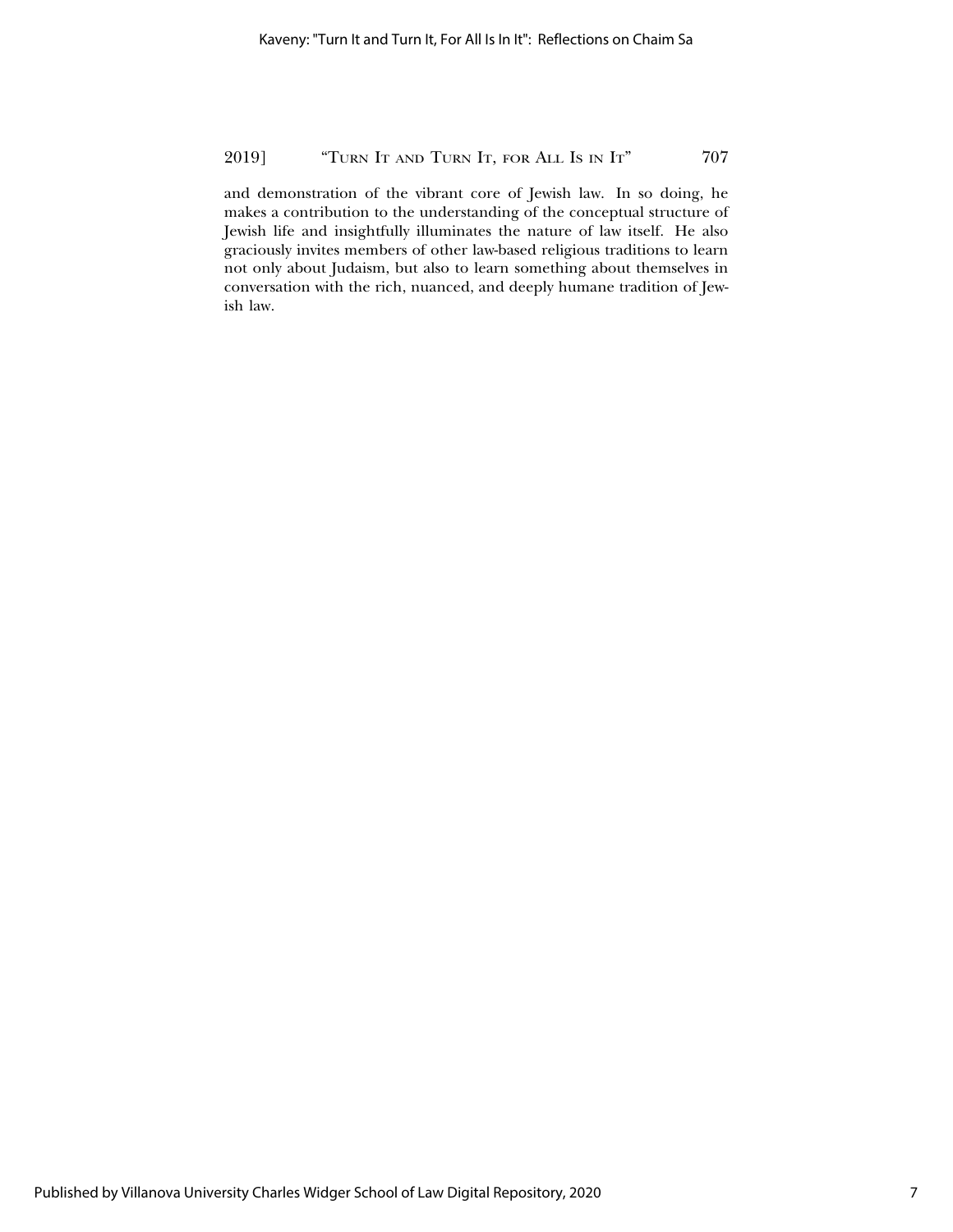and demonstration of the vibrant core of Jewish law. In so doing, he makes a contribution to the understanding of the conceptual structure of Jewish life and insightfully illuminates the nature of law itself. He also graciously invites members of other law-based religious traditions to learn not only about Judaism, but also to learn something about themselves in conversation with the rich, nuanced, and deeply humane tradition of Jewish law.